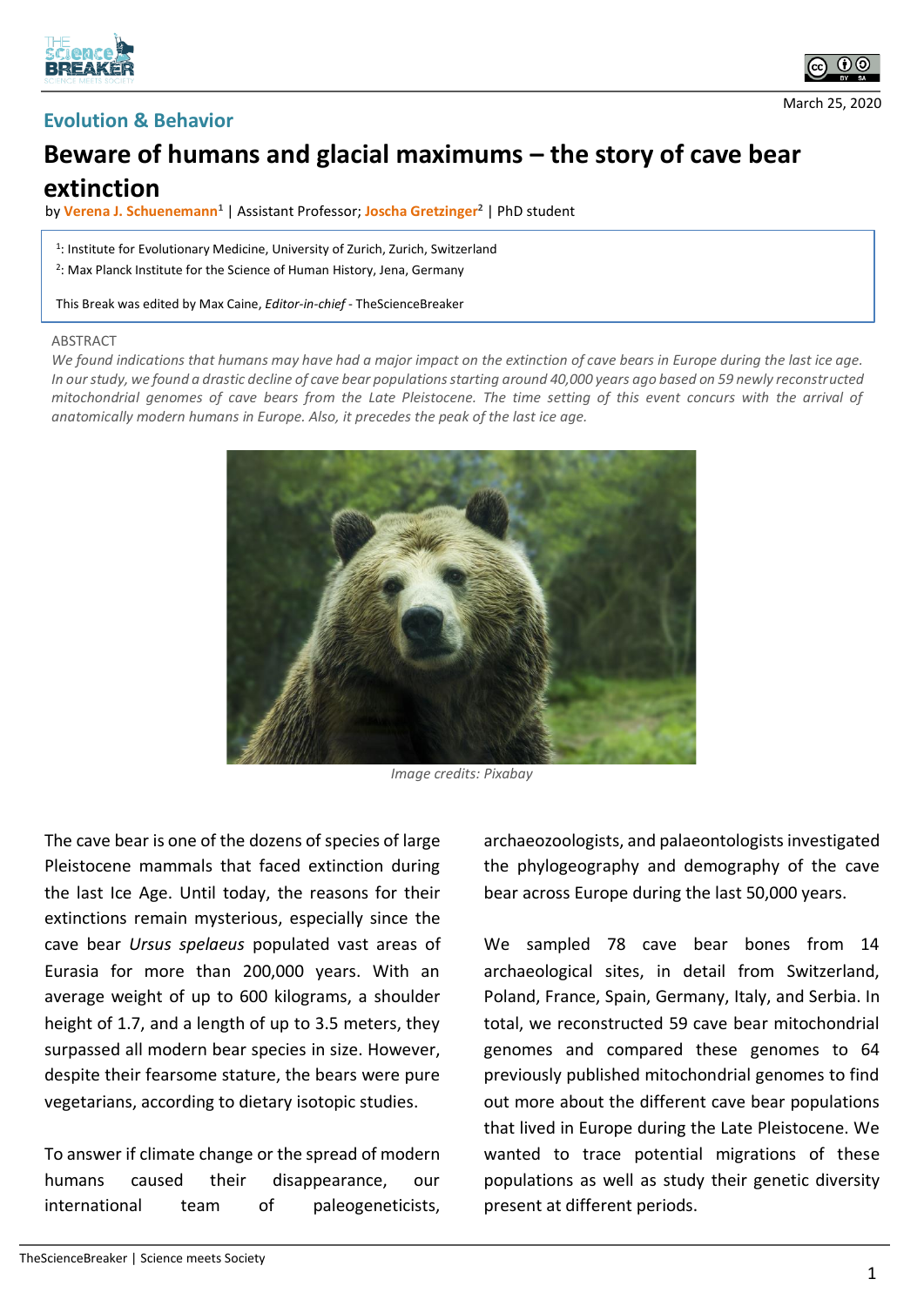Evolution & Behavior

# Beware of humans and glacial maximums – the story of cave bear extinction

by Verena J. Schuenemann[1] | Assistant Professor; Joscha Gretzinger[2] | PhD student

[1]: Institute for Evolutionary Medicine, University of Zurich, Zurich, Switzerland

[2]: Max Planck Institute for the Science of Human History, Jena, Germany

This Break was edited by Max Caine, *Editor-in-chief* - TheScienceBreaker

March 25, 2020

ABSTRACT

*We found indications that humans may have had a major impact on the extinction of cave bears in Europe during the last ice age. In our study, we found a drastic decline of cave bear populations starting around 40,000 years ago based on 59 newly reconstructed mitochondrial genomes of cave bears from the Late Pleistocene. The time setting of this event concurs with the arrival of anatomically modern humans in Europe. Also, it precedes the peak of the last ice age.*

*Image credits: Pixabay*

The cave bear is one of the dozens of species of large Pleistocene mammals that faced extinction during the last Ice Age. Until today, the reasons for their extinctions remain mysterious, especially since the cave bear *Ursus spelaeus* populated vast areas of Eurasia for more than 200,000 years. With an average weight of up to 600 kilograms, a shoulder height of 1.7, and a length of up to 3.5 meters, they surpassed all modern bear species in size. However, despite their fearsome stature, the bears were pure vegetarians, according to dietary isotopic studies.

To answer if climate change or the spread of modern humans caused their disappearance, our international team of paleogeneticists, archaeozoologists, and palaeontologists investigated the phylogeography and demography of the cave bear across Europe during the last 50,000 years.

We sampled 78 cave bear bones from 14 archaeological sites, in detail from Switzerland, Poland, France, Spain, Germany, Italy, and Serbia. In total, we reconstructed 59 cave bear mitochondrial genomes and compared these genomes to 64 previously published mitochondrial genomes to find out more about the different cave bear populations that lived in Europe during the Late Pleistocene. We wanted to trace potential migrations of these populations as well as study their genetic diversity present at different periods.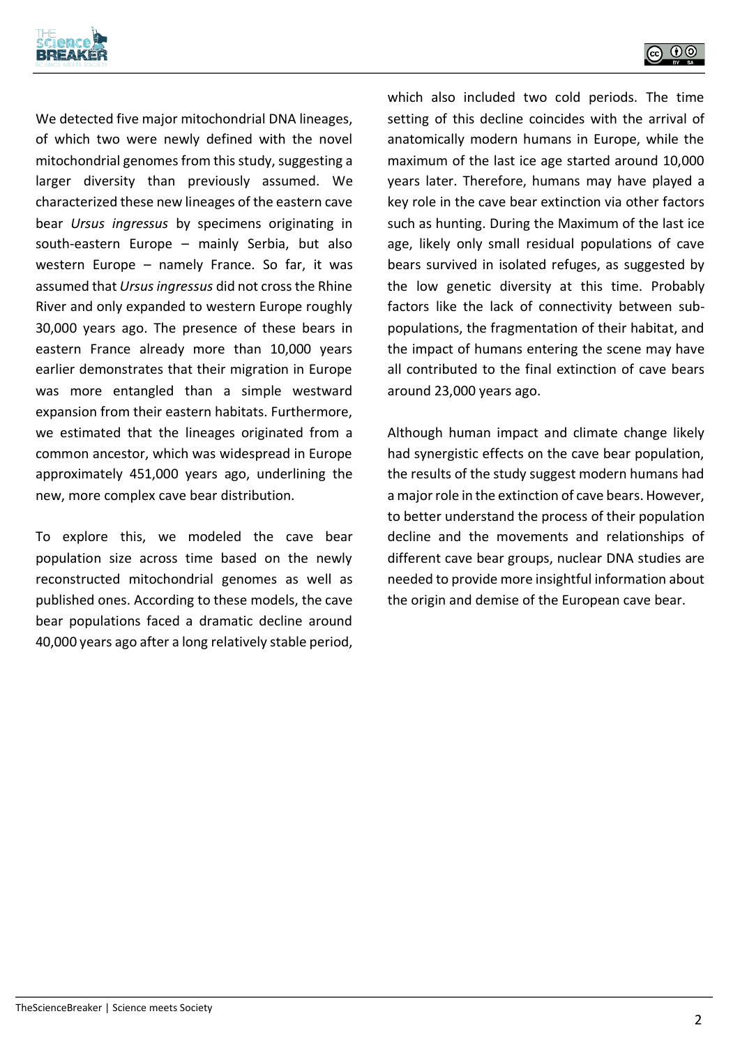We detected five major mitochondrial DNA lineages, of which two were newly defined with the novel mitochondrial genomes from this study, suggesting a larger diversity than previously assumed. We characterized these new lineages of the eastern cave bear *Ursus ingressus* by specimens originating in south-eastern Europe – mainly Serbia, but also western Europe – namely France. So far, it was assumed that *Ursus ingressus* did not cross the Rhine River and only expanded to western Europe roughly 30,000 years ago. The presence of these bears in eastern France already more than 10,000 years earlier demonstrates that their migration in Europe was more entangled than a simple westward expansion from their eastern habitats. Furthermore, we estimated that the lineages originated from a common ancestor, which was widespread in Europe approximately 451,000 years ago, underlining the new, more complex cave bear distribution.

To explore this, we modeled the cave bear population size across time based on the newly reconstructed mitochondrial genomes as well as published ones. According to these models, the cave bear populations faced a dramatic decline around 40,000 years ago after a long relatively stable period, which also included two cold periods. The time setting of this decline coincides with the arrival of anatomically modern humans in Europe, while the maximum of the last ice age started around 10,000 years later. Therefore, humans may have played a key role in the cave bear extinction via other factors such as hunting. During the Maximum of the last ice age, likely only small residual populations of cave bears survived in isolated refuges, as suggested by the low genetic diversity at this time. Probably factors like the lack of connectivity between sub-populations, the fragmentation of their habitat, and the impact of humans entering the scene may have all contributed to the final extinction of cave bears around 23,000 years ago.

Although human impact and climate change likely had synergistic effects on the cave bear population, the results of the study suggest modern humans had a major role in the extinction of cave bears. However, to better understand the process of their population decline and the movements and relationships of different cave bear groups, nuclear DNA studies are needed to provide more insightful information about the origin and demise of the European cave bear.